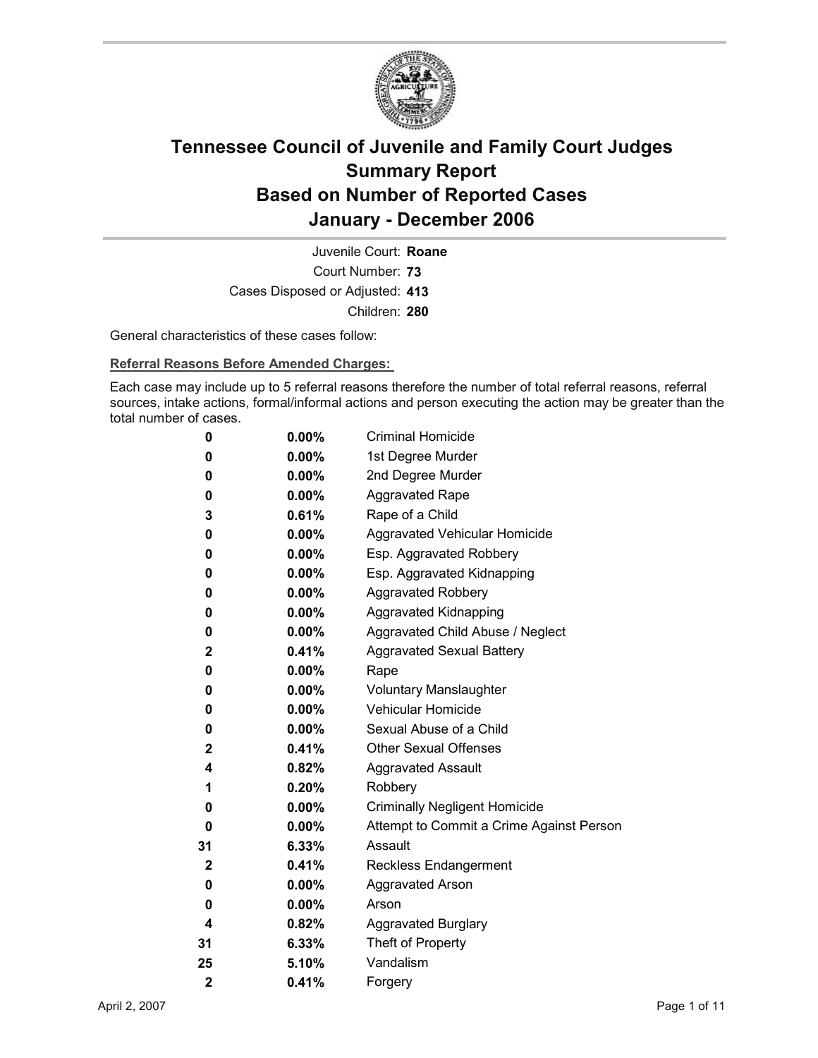# Tennessee Council of Juvenile and Family Court Judges
# Summary Report
# Based on Number of Reported Cases
# January - December 2006

Juvenile Court: **Roane**
Court Number: **73**
Cases Disposed or Adjusted: **413**
Children: **280**

General characteristics of these cases follow:

**Referral Reasons Before Amended Charges:**

Each case may include up to 5 referral reasons therefore the number of total referral reasons, referral sources, intake actions, formal/informal actions and person executing the action may be greater than the total number of cases.

| | | |
|---|---|---|
| **0** | **0.00%** | Criminal Homicide |
| **0** | **0.00%** | 1st Degree Murder |
| **0** | **0.00%** | 2nd Degree Murder |
| **0** | **0.00%** | Aggravated Rape |
| **3** | **0.61%** | Rape of a Child |
| **0** | **0.00%** | Aggravated Vehicular Homicide |
| **0** | **0.00%** | Esp. Aggravated Robbery |
| **0** | **0.00%** | Esp. Aggravated Kidnapping |
| **0** | **0.00%** | Aggravated Robbery |
| **0** | **0.00%** | Aggravated Kidnapping |
| **0** | **0.00%** | Aggravated Child Abuse / Neglect |
| **2** | **0.41%** | Aggravated Sexual Battery |
| **0** | **0.00%** | Rape |
| **0** | **0.00%** | Voluntary Manslaughter |
| **0** | **0.00%** | Vehicular Homicide |
| **0** | **0.00%** | Sexual Abuse of a Child |
| **2** | **0.41%** | Other Sexual Offenses |
| **4** | **0.82%** | Aggravated Assault |
| **1** | **0.20%** | Robbery |
| **0** | **0.00%** | Criminally Negligent Homicide |
| **0** | **0.00%** | Attempt to Commit a Crime Against Person |
| **31** | **6.33%** | Assault |
| **2** | **0.41%** | Reckless Endangerment |
| **0** | **0.00%** | Aggravated Arson |
| **0** | **0.00%** | Arson |
| **4** | **0.82%** | Aggravated Burglary |
| **31** | **6.33%** | Theft of Property |
| **25** | **5.10%** | Vandalism |
| **2** | **0.41%** | Forgery |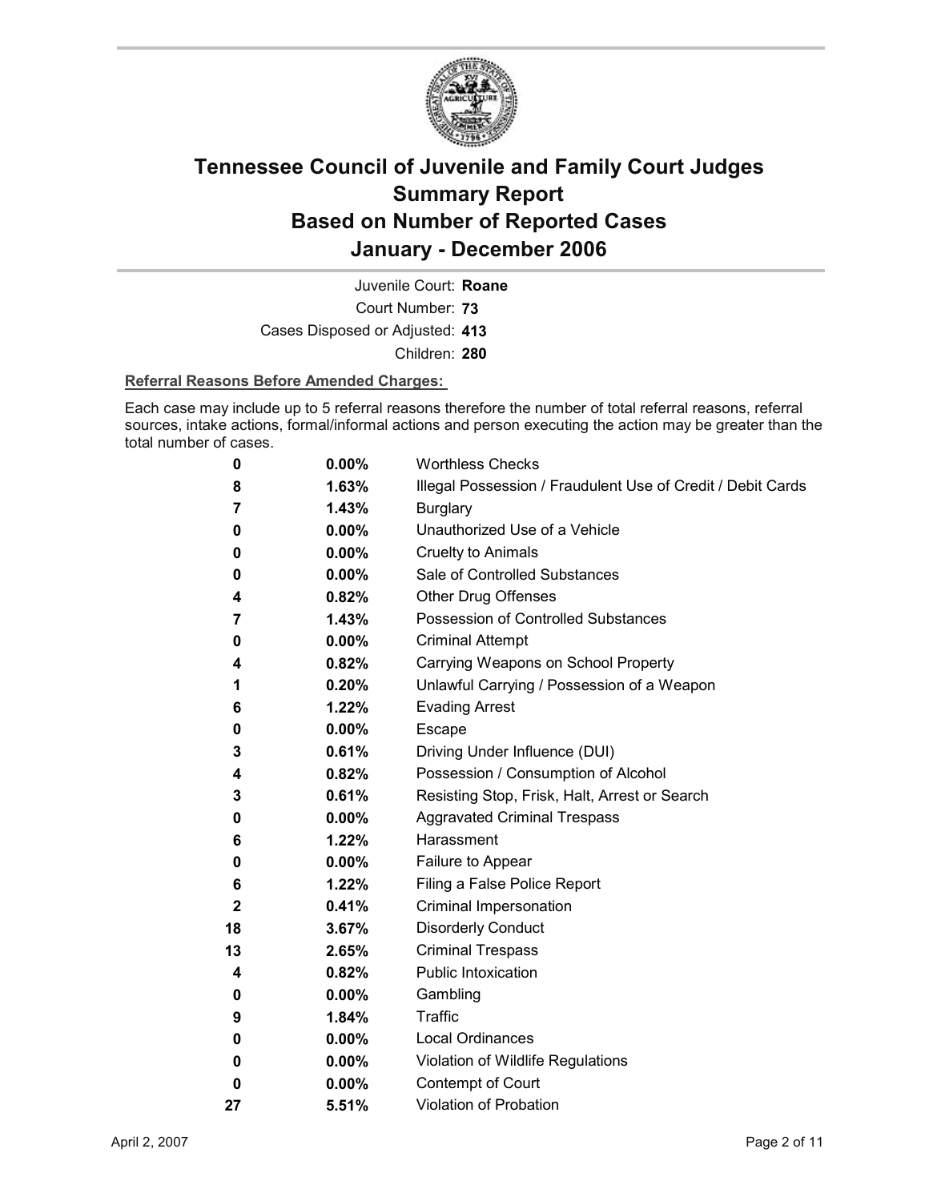# Tennessee Council of Juvenile and Family Court Judges
# Summary Report
# Based on Number of Reported Cases
# January - December 2006

Juvenile Court: **Roane**
Court Number: **73**
Cases Disposed or Adjusted: **413**
Children: **280**

**Referral Reasons Before Amended Charges:**

Each case may include up to 5 referral reasons therefore the number of total referral reasons, referral sources, intake actions, formal/informal actions and person executing the action may be greater than the total number of cases.

| Count | Percent | Referral Reason |
|---|---|---|
| 0 | 0.00% | Worthless Checks |
| 8 | 1.63% | Illegal Possession / Fraudulent Use of Credit / Debit Cards |
| 7 | 1.43% | Burglary |
| 0 | 0.00% | Unauthorized Use of a Vehicle |
| 0 | 0.00% | Cruelty to Animals |
| 0 | 0.00% | Sale of Controlled Substances |
| 4 | 0.82% | Other Drug Offenses |
| 7 | 1.43% | Possession of Controlled Substances |
| 0 | 0.00% | Criminal Attempt |
| 4 | 0.82% | Carrying Weapons on School Property |
| 1 | 0.20% | Unlawful Carrying / Possession of a Weapon |
| 6 | 1.22% | Evading Arrest |
| 0 | 0.00% | Escape |
| 3 | 0.61% | Driving Under Influence (DUI) |
| 4 | 0.82% | Possession / Consumption of Alcohol |
| 3 | 0.61% | Resisting Stop, Frisk, Halt, Arrest or Search |
| 0 | 0.00% | Aggravated Criminal Trespass |
| 6 | 1.22% | Harassment |
| 0 | 0.00% | Failure to Appear |
| 6 | 1.22% | Filing a False Police Report |
| 2 | 0.41% | Criminal Impersonation |
| 18 | 3.67% | Disorderly Conduct |
| 13 | 2.65% | Criminal Trespass |
| 4 | 0.82% | Public Intoxication |
| 0 | 0.00% | Gambling |
| 9 | 1.84% | Traffic |
| 0 | 0.00% | Local Ordinances |
| 0 | 0.00% | Violation of Wildlife Regulations |
| 0 | 0.00% | Contempt of Court |
| 27 | 5.51% | Violation of Probation |

April 2, 2007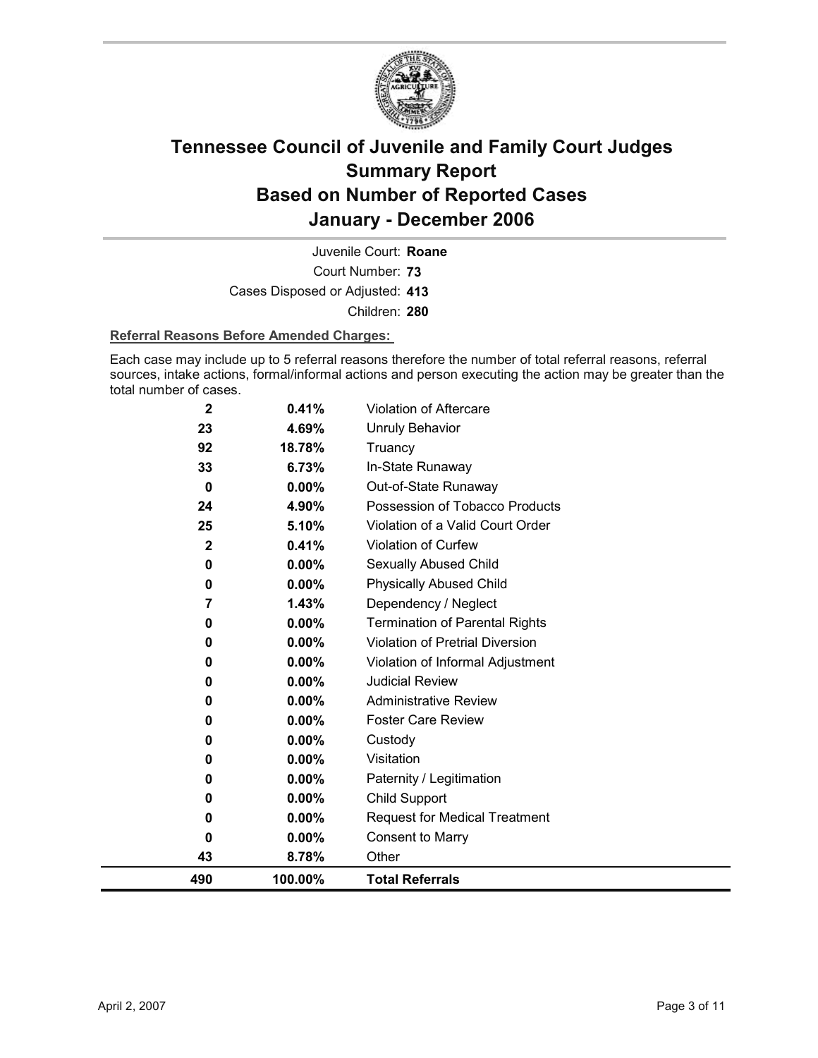# Tennessee Council of Juvenile and Family Court Judges Summary Report Based on Number of Reported Cases January - December 2006

Juvenile Court: **Roane**

Court Number: **73**

Cases Disposed or Adjusted: **413**

Children: **280**

**Referral Reasons Before Amended Charges:**

Each case may include up to 5 referral reasons therefore the number of total referral reasons, referral sources, intake actions, formal/informal actions and person executing the action may be greater than the total number of cases.

| | | |
|---|---|---|
| 2 | 0.41% | Violation of Aftercare |
| 23 | 4.69% | Unruly Behavior |
| 92 | 18.78% | Truancy |
| 33 | 6.73% | In-State Runaway |
| 0 | 0.00% | Out-of-State Runaway |
| 24 | 4.90% | Possession of Tobacco Products |
| 25 | 5.10% | Violation of a Valid Court Order |
| 2 | 0.41% | Violation of Curfew |
| 0 | 0.00% | Sexually Abused Child |
| 0 | 0.00% | Physically Abused Child |
| 7 | 1.43% | Dependency / Neglect |
| 0 | 0.00% | Termination of Parental Rights |
| 0 | 0.00% | Violation of Pretrial Diversion |
| 0 | 0.00% | Violation of Informal Adjustment |
| 0 | 0.00% | Judicial Review |
| 0 | 0.00% | Administrative Review |
| 0 | 0.00% | Foster Care Review |
| 0 | 0.00% | Custody |
| 0 | 0.00% | Visitation |
| 0 | 0.00% | Paternity / Legitimation |
| 0 | 0.00% | Child Support |
| 0 | 0.00% | Request for Medical Treatment |
| 0 | 0.00% | Consent to Marry |
| 43 | 8.78% | Other |
| **490** | **100.00%** | **Total Referrals** |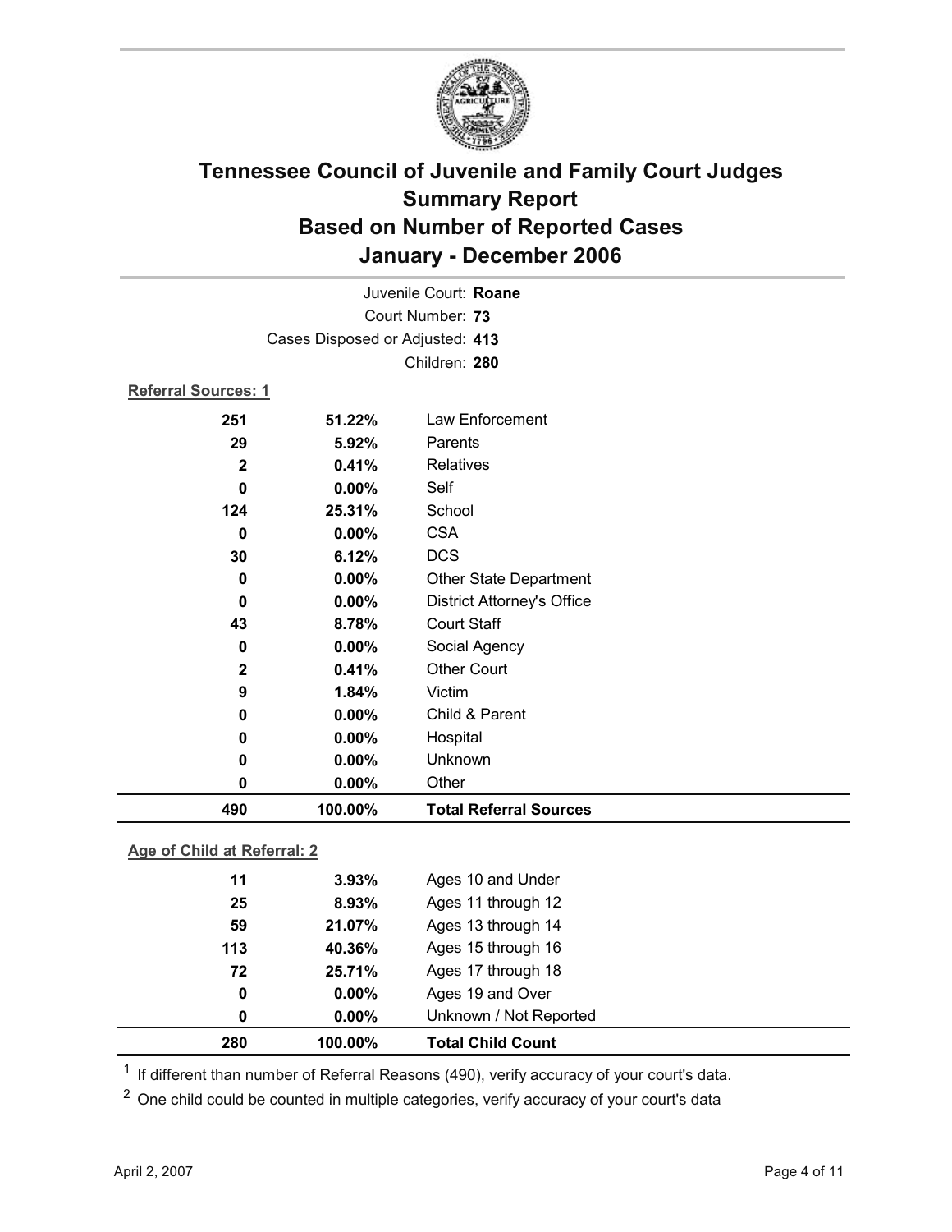# Tennessee Council of Juvenile and Family Court Judges
## Summary Report
## Based on Number of Reported Cases
## January - December 2006

Juvenile Court: **Roane**

Court Number: **73**

Cases Disposed or Adjusted: **413**

Children: **280**

**Referral Sources: 1**

| Count | Percent | Source |
|---|---|---|
| 251 | 51.22% | Law Enforcement |
| 29 | 5.92% | Parents |
| 2 | 0.41% | Relatives |
| 0 | 0.00% | Self |
| 124 | 25.31% | School |
| 0 | 0.00% | CSA |
| 30 | 6.12% | DCS |
| 0 | 0.00% | Other State Department |
| 0 | 0.00% | District Attorney's Office |
| 43 | 8.78% | Court Staff |
| 0 | 0.00% | Social Agency |
| 2 | 0.41% | Other Court |
| 9 | 1.84% | Victim |
| 0 | 0.00% | Child & Parent |
| 0 | 0.00% | Hospital |
| 0 | 0.00% | Unknown |
| 0 | 0.00% | Other |
| **490** | **100.00%** | **Total Referral Sources** |

**Age of Child at Referral: 2**

| Count | Percent | Age |
|---|---|---|
| 11 | 3.93% | Ages 10 and Under |
| 25 | 8.93% | Ages 11 through 12 |
| 59 | 21.07% | Ages 13 through 14 |
| 113 | 40.36% | Ages 15 through 16 |
| 72 | 25.71% | Ages 17 through 18 |
| 0 | 0.00% | Ages 19 and Over |
| 0 | 0.00% | Unknown / Not Reported |
| **280** | **100.00%** | **Total Child Count** |

[1] If different than number of Referral Reasons (490), verify accuracy of your court's data.

[2] One child could be counted in multiple categories, verify accuracy of your court's data

April 2, 2007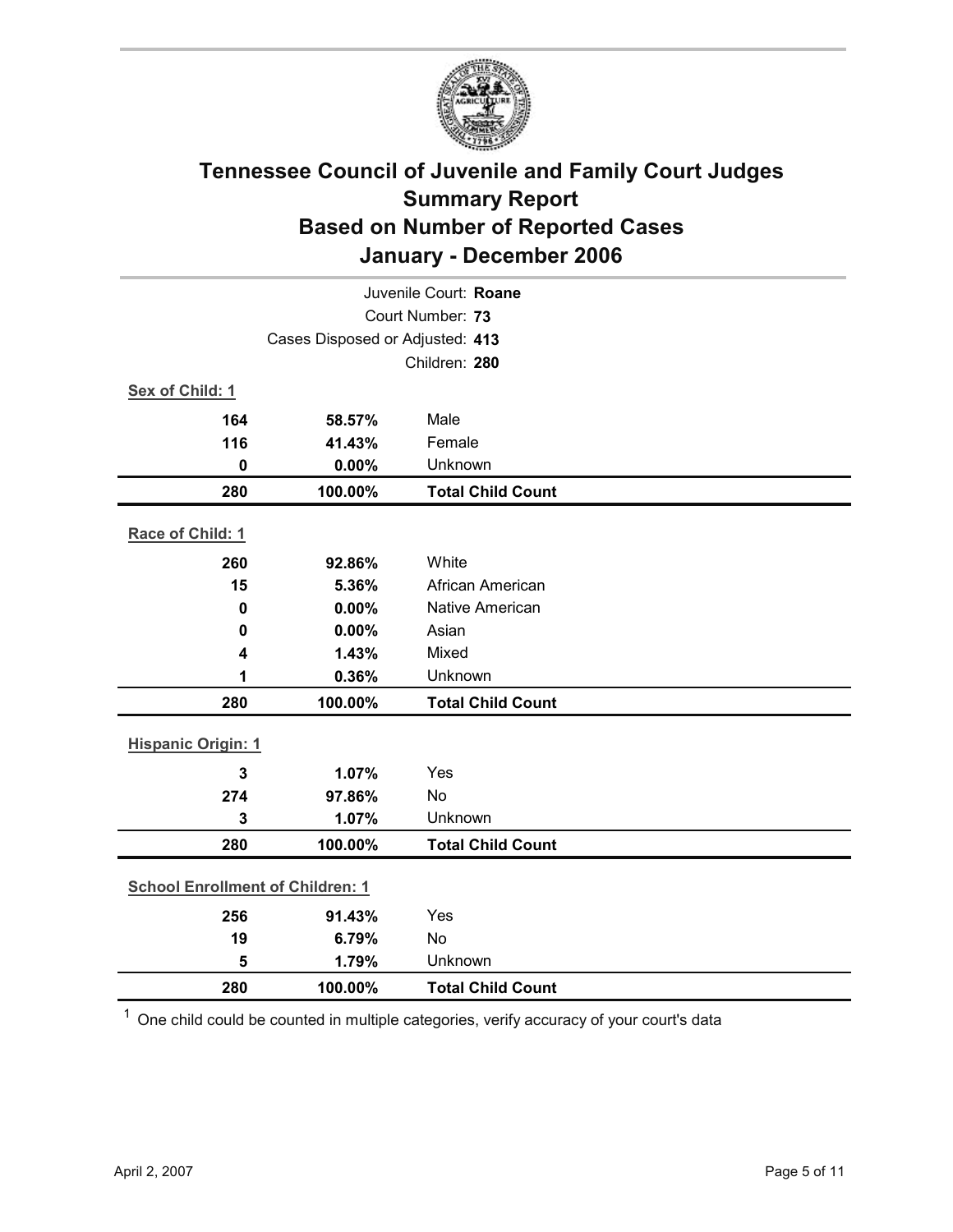# Tennessee Council of Juvenile and Family Court Judges
## Summary Report
## Based on Number of Reported Cases
## January - December 2006

Juvenile Court: **Roane**

Court Number: **73**

Cases Disposed or Adjusted: **413**

Children: **280**

**Sex of Child: 1**

| | | |
|---|---|---|
| **164** | **58.57%** | Male |
| **116** | **41.43%** | Female |
| **0** | **0.00%** | Unknown |
| **280** | **100.00%** | **Total Child Count** |

**Race of Child: 1**

| | | |
|---|---|---|
| **260** | **92.86%** | White |
| **15** | **5.36%** | African American |
| **0** | **0.00%** | Native American |
| **0** | **0.00%** | Asian |
| **4** | **1.43%** | Mixed |
| **1** | **0.36%** | Unknown |
| **280** | **100.00%** | **Total Child Count** |

**Hispanic Origin: 1**

| | | |
|---|---|---|
| **3** | **1.07%** | Yes |
| **274** | **97.86%** | No |
| **3** | **1.07%** | Unknown |
| **280** | **100.00%** | **Total Child Count** |

**School Enrollment of Children: 1**

| | | |
|---|---|---|
| **256** | **91.43%** | Yes |
| **19** | **6.79%** | No |
| **5** | **1.79%** | Unknown |
| **280** | **100.00%** | **Total Child Count** |

[1] One child could be counted in multiple categories, verify accuracy of your court's data

April 2, 2007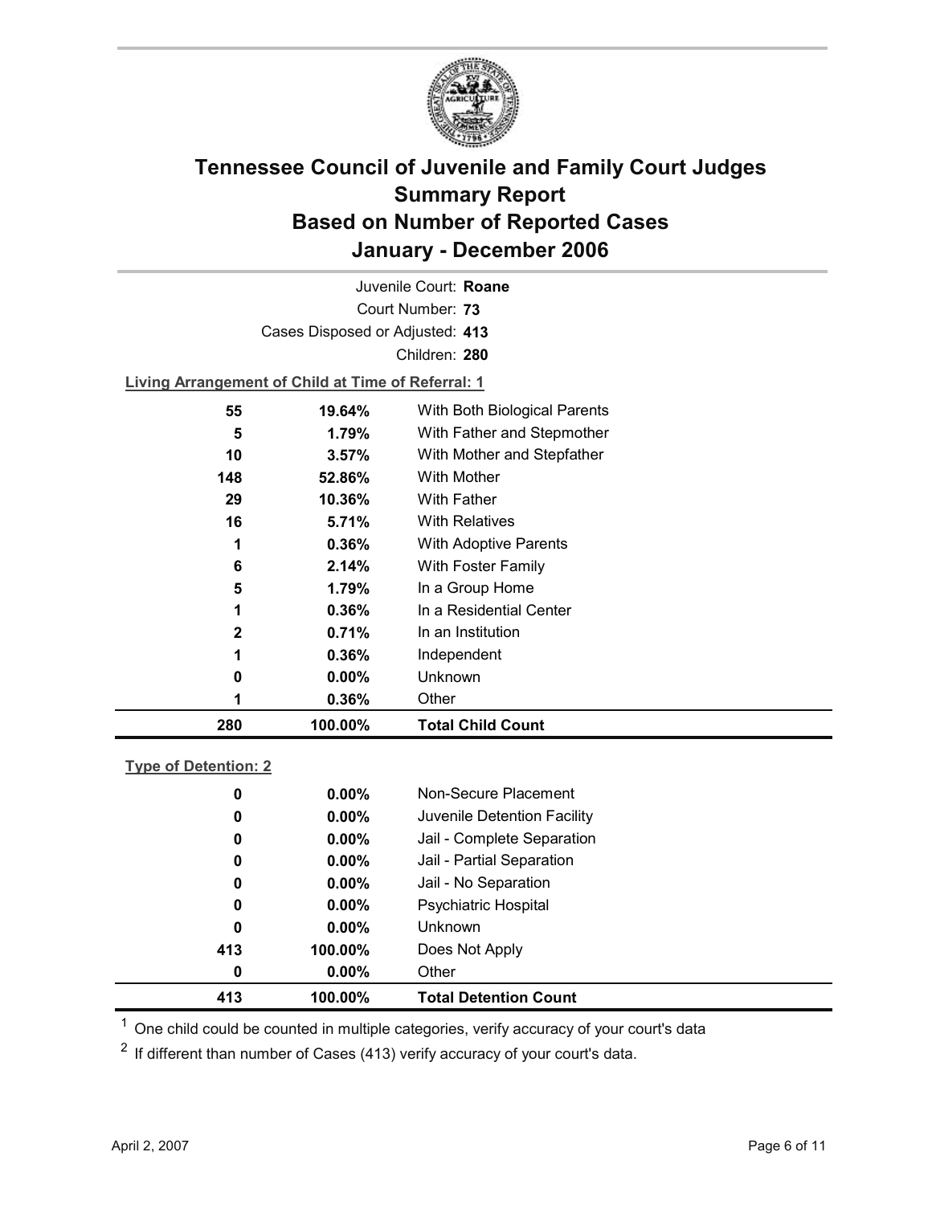# Tennessee Council of Juvenile and Family Court Judges Summary Report Based on Number of Reported Cases January - December 2006

Juvenile Court: **Roane**

Court Number: **73**

Cases Disposed or Adjusted: **413**

Children: **280**

**Living Arrangement of Child at Time of Referral: 1**

| | | |
|---|---|---|
| 55 | 19.64% | With Both Biological Parents |
| 5 | 1.79% | With Father and Stepmother |
| 10 | 3.57% | With Mother and Stepfather |
| 148 | 52.86% | With Mother |
| 29 | 10.36% | With Father |
| 16 | 5.71% | With Relatives |
| 1 | 0.36% | With Adoptive Parents |
| 6 | 2.14% | With Foster Family |
| 5 | 1.79% | In a Group Home |
| 1 | 0.36% | In a Residential Center |
| 2 | 0.71% | In an Institution |
| 1 | 0.36% | Independent |
| 0 | 0.00% | Unknown |
| 1 | 0.36% | Other |
| **280** | **100.00%** | **Total Child Count** |

**Type of Detention: 2**

| | | |
|---|---|---|
| 0 | 0.00% | Non-Secure Placement |
| 0 | 0.00% | Juvenile Detention Facility |
| 0 | 0.00% | Jail - Complete Separation |
| 0 | 0.00% | Jail - Partial Separation |
| 0 | 0.00% | Jail - No Separation |
| 0 | 0.00% | Psychiatric Hospital |
| 0 | 0.00% | Unknown |
| 413 | 100.00% | Does Not Apply |
| 0 | 0.00% | Other |
| **413** | **100.00%** | **Total Detention Count** |

[1] One child could be counted in multiple categories, verify accuracy of your court's data

[2] If different than number of Cases (413) verify accuracy of your court's data.

April 2, 2007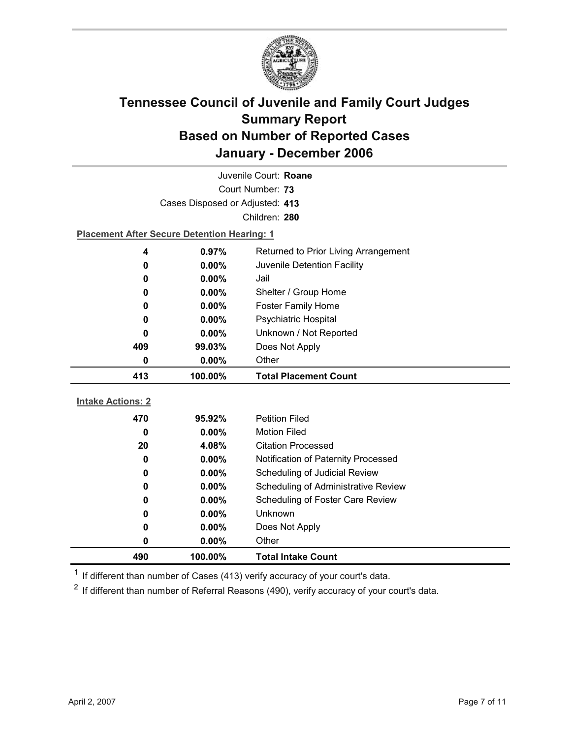# Tennessee Council of Juvenile and Family Court Judges
## Summary Report
## Based on Number of Reported Cases
## January - December 2006

Juvenile Court: **Roane**
Court Number: **73**
Cases Disposed or Adjusted: **413**
Children: **280**

**Placement After Secure Detention Hearing: 1**

| | | |
|---|---|---|
| 4 | 0.97% | Returned to Prior Living Arrangement |
| 0 | 0.00% | Juvenile Detention Facility |
| 0 | 0.00% | Jail |
| 0 | 0.00% | Shelter / Group Home |
| 0 | 0.00% | Foster Family Home |
| 0 | 0.00% | Psychiatric Hospital |
| 0 | 0.00% | Unknown / Not Reported |
| 409 | 99.03% | Does Not Apply |
| 0 | 0.00% | Other |
| **413** | **100.00%** | **Total Placement Count** |

**Intake Actions: 2**

| | | |
|---|---|---|
| 470 | 95.92% | Petition Filed |
| 0 | 0.00% | Motion Filed |
| 20 | 4.08% | Citation Processed |
| 0 | 0.00% | Notification of Paternity Processed |
| 0 | 0.00% | Scheduling of Judicial Review |
| 0 | 0.00% | Scheduling of Administrative Review |
| 0 | 0.00% | Scheduling of Foster Care Review |
| 0 | 0.00% | Unknown |
| 0 | 0.00% | Does Not Apply |
| 0 | 0.00% | Other |
| **490** | **100.00%** | **Total Intake Count** |

[1] If different than number of Cases (413) verify accuracy of your court's data.

[2] If different than number of Referral Reasons (490), verify accuracy of your court's data.

April 2, 2007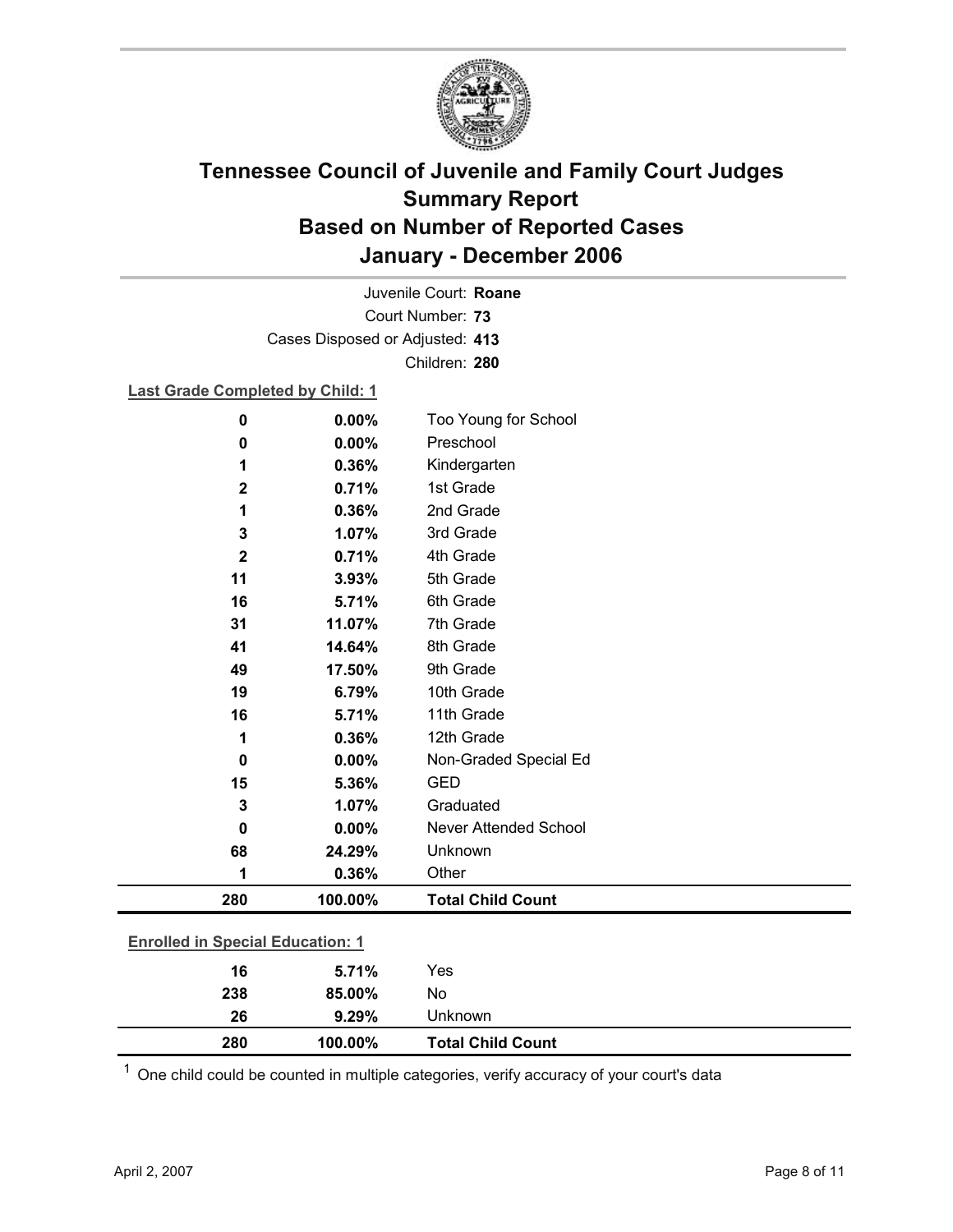# Tennessee Council of Juvenile and Family Court Judges
## Summary Report
## Based on Number of Reported Cases
## January - December 2006

Juvenile Court: **Roane**
Court Number: **73**
Cases Disposed or Adjusted: **413**
Children: **280**

**Last Grade Completed by Child: 1**

| | | |
|---|---|---|
| **0** | **0.00%** | Too Young for School |
| **0** | **0.00%** | Preschool |
| **1** | **0.36%** | Kindergarten |
| **2** | **0.71%** | 1st Grade |
| **1** | **0.36%** | 2nd Grade |
| **3** | **1.07%** | 3rd Grade |
| **2** | **0.71%** | 4th Grade |
| **11** | **3.93%** | 5th Grade |
| **16** | **5.71%** | 6th Grade |
| **31** | **11.07%** | 7th Grade |
| **41** | **14.64%** | 8th Grade |
| **49** | **17.50%** | 9th Grade |
| **19** | **6.79%** | 10th Grade |
| **16** | **5.71%** | 11th Grade |
| **1** | **0.36%** | 12th Grade |
| **0** | **0.00%** | Non-Graded Special Ed |
| **15** | **5.36%** | GED |
| **3** | **1.07%** | Graduated |
| **0** | **0.00%** | Never Attended School |
| **68** | **24.29%** | Unknown |
| **1** | **0.36%** | Other |
| **280** | **100.00%** | **Total Child Count** |

**Enrolled in Special Education: 1**

| | | |
|---|---|---|
| **16** | **5.71%** | Yes |
| **238** | **85.00%** | No |
| **26** | **9.29%** | Unknown |
| **280** | **100.00%** | **Total Child Count** |

[1] One child could be counted in multiple categories, verify accuracy of your court's data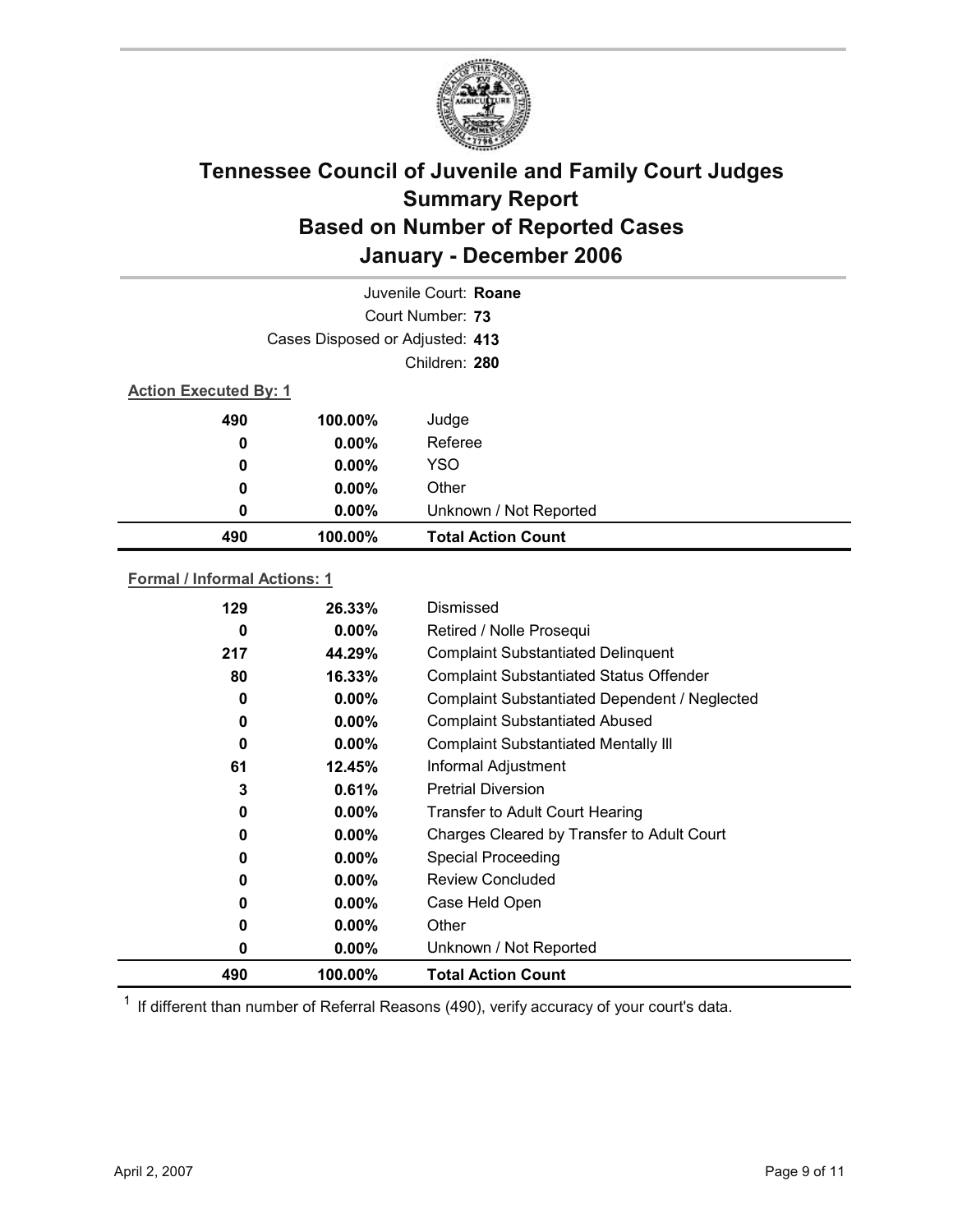# Tennessee Council of Juvenile and Family Court Judges
## Summary Report
## Based on Number of Reported Cases
## January - December 2006

Juvenile Court: **Roane**

Court Number: **73**

Cases Disposed or Adjusted: **413**

Children: **280**

**Action Executed By: 1**

| | | |
|---|---|---|
| 490 | 100.00% | Judge |
| 0 | 0.00% | Referee |
| 0 | 0.00% | YSO |
| 0 | 0.00% | Other |
| 0 | 0.00% | Unknown / Not Reported |
| **490** | **100.00%** | **Total Action Count** |

**Formal / Informal Actions: 1**

| | | |
|---|---|---|
| 129 | 26.33% | Dismissed |
| 0 | 0.00% | Retired / Nolle Prosequi |
| 217 | 44.29% | Complaint Substantiated Delinquent |
| 80 | 16.33% | Complaint Substantiated Status Offender |
| 0 | 0.00% | Complaint Substantiated Dependent / Neglected |
| 0 | 0.00% | Complaint Substantiated Abused |
| 0 | 0.00% | Complaint Substantiated Mentally Ill |
| 61 | 12.45% | Informal Adjustment |
| 3 | 0.61% | Pretrial Diversion |
| 0 | 0.00% | Transfer to Adult Court Hearing |
| 0 | 0.00% | Charges Cleared by Transfer to Adult Court |
| 0 | 0.00% | Special Proceeding |
| 0 | 0.00% | Review Concluded |
| 0 | 0.00% | Case Held Open |
| 0 | 0.00% | Other |
| 0 | 0.00% | Unknown / Not Reported |
| **490** | **100.00%** | **Total Action Count** |

[1] If different than number of Referral Reasons (490), verify accuracy of your court's data.

April 2, 2007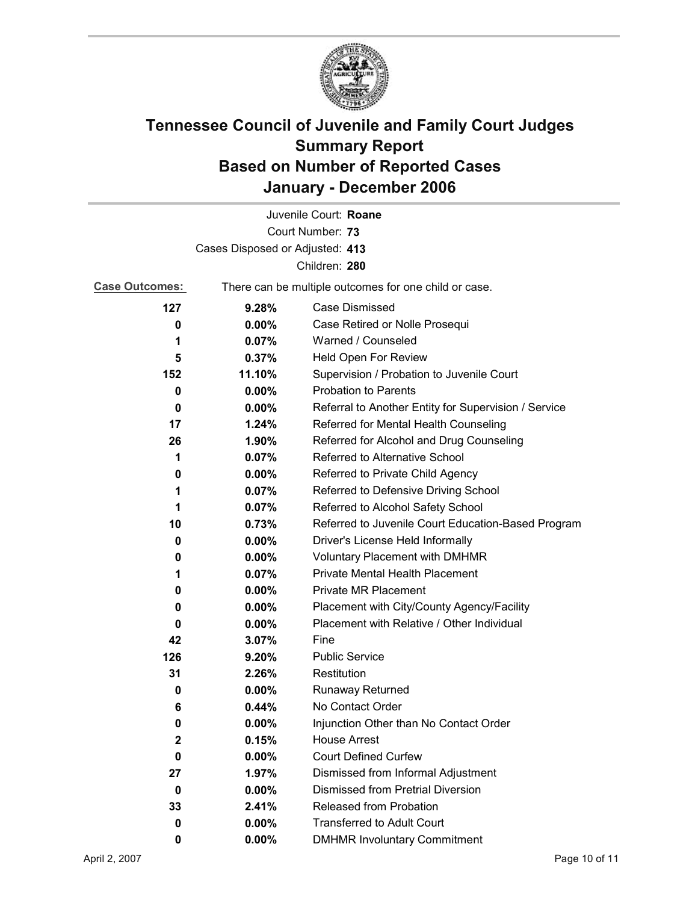# Tennessee Council of Juvenile and Family Court Judges
## Summary Report
## Based on Number of Reported Cases
## January - December 2006

Juvenile Court: **Roane**

Court Number: **73**

Cases Disposed or Adjusted: **413**

Children: **280**

**Case Outcomes:** There can be multiple outcomes for one child or case.

| Count | Percent | Outcome |
|---|---|---|
| 127 | 9.28% | Case Dismissed |
| 0 | 0.00% | Case Retired or Nolle Prosequi |
| 1 | 0.07% | Warned / Counseled |
| 5 | 0.37% | Held Open For Review |
| 152 | 11.10% | Supervision / Probation to Juvenile Court |
| 0 | 0.00% | Probation to Parents |
| 0 | 0.00% | Referral to Another Entity for Supervision / Service |
| 17 | 1.24% | Referred for Mental Health Counseling |
| 26 | 1.90% | Referred for Alcohol and Drug Counseling |
| 1 | 0.07% | Referred to Alternative School |
| 0 | 0.00% | Referred to Private Child Agency |
| 1 | 0.07% | Referred to Defensive Driving School |
| 1 | 0.07% | Referred to Alcohol Safety School |
| 10 | 0.73% | Referred to Juvenile Court Education-Based Program |
| 0 | 0.00% | Driver's License Held Informally |
| 0 | 0.00% | Voluntary Placement with DMHMR |
| 1 | 0.07% | Private Mental Health Placement |
| 0 | 0.00% | Private MR Placement |
| 0 | 0.00% | Placement with City/County Agency/Facility |
| 0 | 0.00% | Placement with Relative / Other Individual |
| 42 | 3.07% | Fine |
| 126 | 9.20% | Public Service |
| 31 | 2.26% | Restitution |
| 0 | 0.00% | Runaway Returned |
| 6 | 0.44% | No Contact Order |
| 0 | 0.00% | Injunction Other than No Contact Order |
| 2 | 0.15% | House Arrest |
| 0 | 0.00% | Court Defined Curfew |
| 27 | 1.97% | Dismissed from Informal Adjustment |
| 0 | 0.00% | Dismissed from Pretrial Diversion |
| 33 | 2.41% | Released from Probation |
| 0 | 0.00% | Transferred to Adult Court |
| 0 | 0.00% | DMHMR Involuntary Commitment |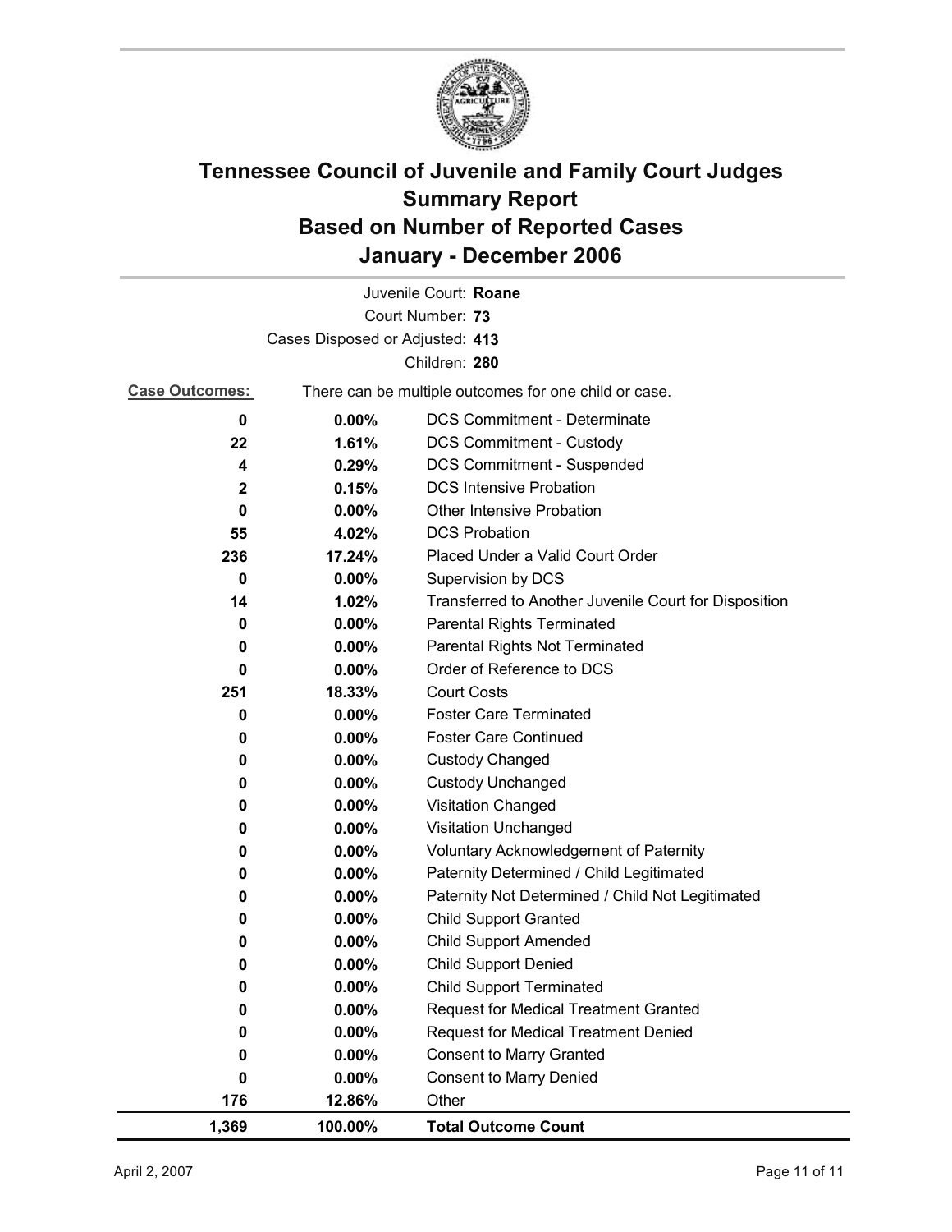# Tennessee Council of Juvenile and Family Court Judges
# Summary Report
# Based on Number of Reported Cases
# January - December 2006

Juvenile Court: **Roane**

Court Number: **73**

Cases Disposed or Adjusted: **413**

Children: **280**

**Case Outcomes:** There can be multiple outcomes for one child or case.

| | | |
|---|---|---|
| **0** | **0.00%** | DCS Commitment - Determinate |
| **22** | **1.61%** | DCS Commitment - Custody |
| **4** | **0.29%** | DCS Commitment - Suspended |
| **2** | **0.15%** | DCS Intensive Probation |
| **0** | **0.00%** | Other Intensive Probation |
| **55** | **4.02%** | DCS Probation |
| **236** | **17.24%** | Placed Under a Valid Court Order |
| **0** | **0.00%** | Supervision by DCS |
| **14** | **1.02%** | Transferred to Another Juvenile Court for Disposition |
| **0** | **0.00%** | Parental Rights Terminated |
| **0** | **0.00%** | Parental Rights Not Terminated |
| **0** | **0.00%** | Order of Reference to DCS |
| **251** | **18.33%** | Court Costs |
| **0** | **0.00%** | Foster Care Terminated |
| **0** | **0.00%** | Foster Care Continued |
| **0** | **0.00%** | Custody Changed |
| **0** | **0.00%** | Custody Unchanged |
| **0** | **0.00%** | Visitation Changed |
| **0** | **0.00%** | Visitation Unchanged |
| **0** | **0.00%** | Voluntary Acknowledgement of Paternity |
| **0** | **0.00%** | Paternity Determined / Child Legitimated |
| **0** | **0.00%** | Paternity Not Determined / Child Not Legitimated |
| **0** | **0.00%** | Child Support Granted |
| **0** | **0.00%** | Child Support Amended |
| **0** | **0.00%** | Child Support Denied |
| **0** | **0.00%** | Child Support Terminated |
| **0** | **0.00%** | Request for Medical Treatment Granted |
| **0** | **0.00%** | Request for Medical Treatment Denied |
| **0** | **0.00%** | Consent to Marry Granted |
| **0** | **0.00%** | Consent to Marry Denied |
| **176** | **12.86%** | Other |
| **1,369** | **100.00%** | **Total Outcome Count** |

April 2, 2007